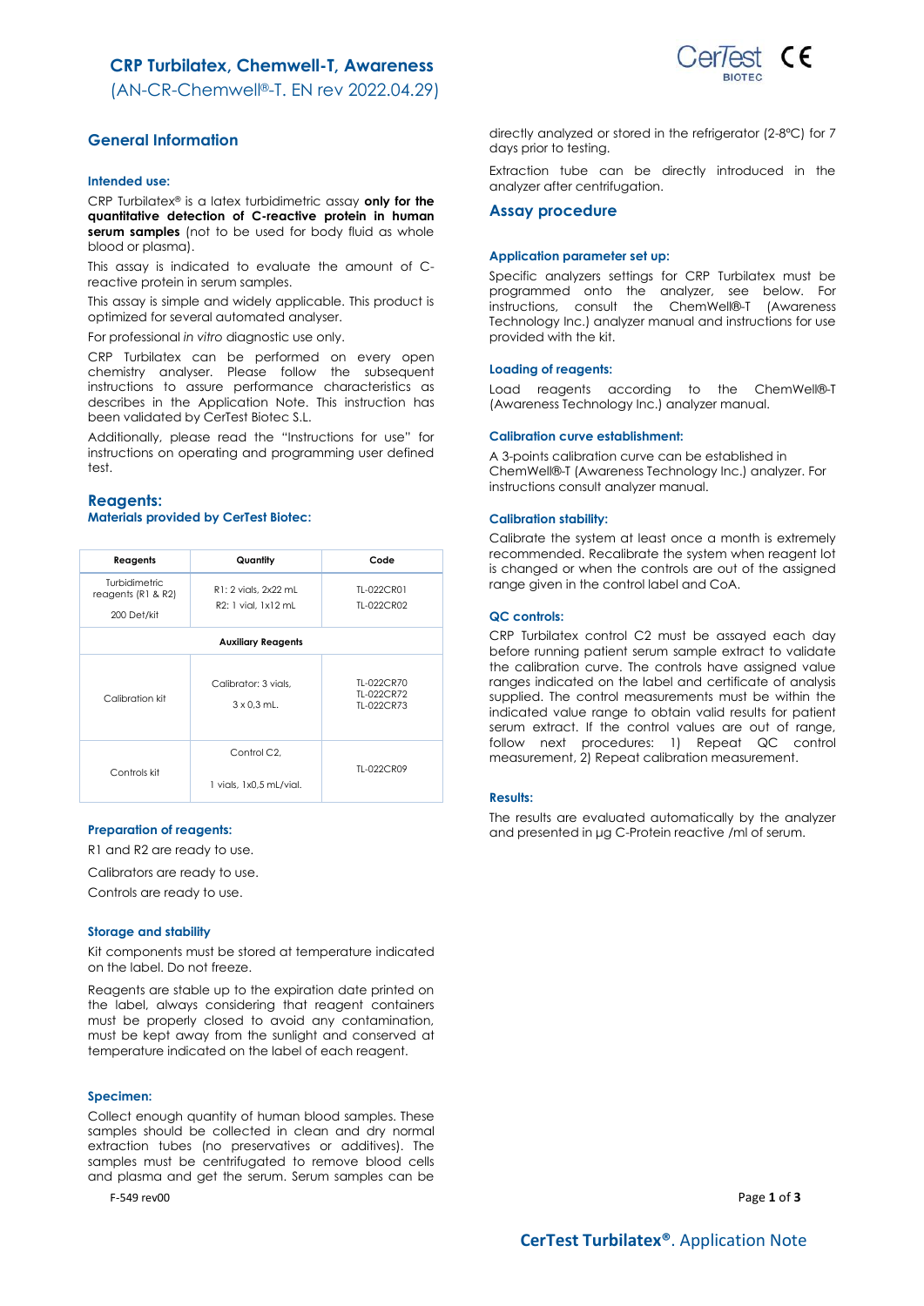# CRP Turbilatex, Chemwell-T, Awareness

(AN-CR-Chemwell®-T. EN rev 2022.04.29)

## General Information

### Intended use:

CRP Turbilatex® is a latex turbidimetric assay **only for the quantitative detection of C-reactive protein in human serum samples** (not to be used for body fluid as whole blood or plasma).

This assay is indicated to evaluate the amount of C-reactive protein in serum samples.

This assay is simple and widely applicable. This product is optimized for several automated analyser.

For professional *in vitro* diagnostic use only.

CRP Turbilatex can be performed on every open chemistry analyser. Please follow the subsequent instructions to assure performance characteristics as describes in the Application Note. This instruction has been validated by CerTest Biotec S.L.

Additionally, please read the "Instructions for use" for instructions on operating and programming user defined test.

## Reagents:

### Materials provided by CerTest Biotec:

| Reagents | Quantity | Code |
|---|---|---|
| Turbidimetric reagents (R1 & R2) 200 Det/kit | R1: 2 vials, 2x22 mL R2: 1 vial, 1x12 mL | TL-022CR01 TL-022CR02 |
| **Auxiliary Reagents** | | |
| Calibration kit | Calibrator: 3 vials, 3 x 0,3 mL. | TL-022CR70 TL-022CR72 TL-022CR73 |
| Controls kit | Control C2, 1 vials, 1x0,5 mL/vial. | TL-022CR09 |

### Preparation of reagents:

R1 and R2 are ready to use.

Calibrators are ready to use.

Controls are ready to use.

### Storage and stability

Kit components must be stored at temperature indicated on the label. Do not freeze.

Reagents are stable up to the expiration date printed on the label, always considering that reagent containers must be properly closed to avoid any contamination, must be kept away from the sunlight and conserved at temperature indicated on the label of each reagent.

### Specimen:

Collect enough quantity of human blood samples. These samples should be collected in clean and dry normal extraction tubes (no preservatives or additives). The samples must be centrifugated to remove blood cells and plasma and get the serum. Serum samples can be directly analyzed or stored in the refrigerator (2-8ºC) for 7 days prior to testing.

Extraction tube can be directly introduced in the analyzer after centrifugation.

## Assay procedure

### Application parameter set up:

Specific analyzers settings for CRP Turbilatex must be programmed onto the analyzer, see below. For instructions, consult the ChemWell®-T (Awareness Technology Inc.) analyzer manual and instructions for use provided with the kit.

### Loading of reagents:

Load reagents according to the ChemWell®-T (Awareness Technology Inc.) analyzer manual.

### Calibration curve establishment:

A 3-points calibration curve can be established in ChemWell®-T (Awareness Technology Inc.) analyzer. For instructions consult analyzer manual.

### Calibration stability:

Calibrate the system at least once a month is extremely recommended. Recalibrate the system when reagent lot is changed or when the controls are out of the assigned range given in the control label and CoA.

### QC controls:

CRP Turbilatex control C2 must be assayed each day before running patient serum sample extract to validate the calibration curve. The controls have assigned value ranges indicated on the label and certificate of analysis supplied. The control measurements must be within the indicated value range to obtain valid results for patient serum extract. If the control values are out of range, follow next procedures: 1) Repeat QC control measurement, 2) Repeat calibration measurement.

### Results:

The results are evaluated automatically by the analyzer and presented in µg C-Protein reactive /ml of serum.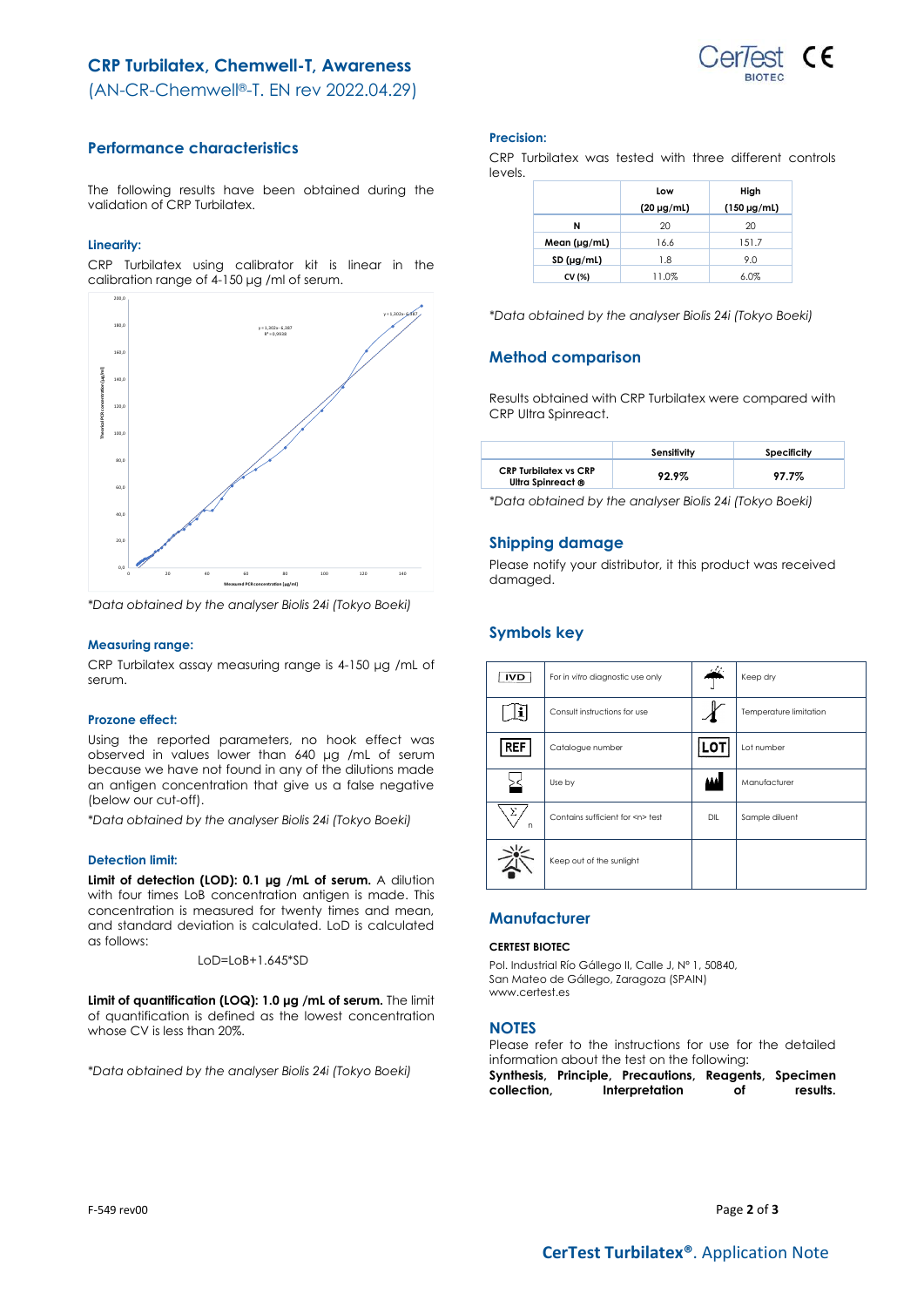# CRP Turbilatex, Chemwell-T, Awareness

(AN-CR-Chemwell®-T. EN rev 2022.04.29)

## Performance characteristics

The following results have been obtained during the validation of CRP Turbilatex.

### Linearity:

CRP Turbilatex using calibrator kit is linear in the calibration range of 4-150 µg /ml of serum.

*Data obtained by the analyser Biolis 24i (Tokyo Boeki)*

### Measuring range:

CRP Turbilatex assay measuring range is 4-150 µg /mL of serum.

### Prozone effect:

Using the reported parameters, no hook effect was observed in values lower than 640 µg /mL of serum because we have not found in any of the dilutions made an antigen concentration that give us a false negative (below our cut-off).

*Data obtained by the analyser Biolis 24i (Tokyo Boeki)*

### Detection limit:

**Limit of detection (LOD): 0.1 µg /mL of serum.** A dilution with four times LoB concentration antigen is made. This concentration is measured for twenty times and mean, and standard deviation is calculated. LoD is calculated as follows:

$$LoD = LoB + 1.645 * SD$$

**Limit of quantification (LOQ): 1.0 µg /mL of serum.** The limit of quantification is defined as the lowest concentration whose CV is less than 20%.

*Data obtained by the analyser Biolis 24i (Tokyo Boeki)*

### Precision:

CRP Turbilatex was tested with three different controls levels.

| | Low (20 µg/mL) | High (150 µg/mL) |
|---|---|---|
| N | 20 | 20 |
| Mean (µg/mL) | 16.6 | 151.7 |
| SD (µg/mL) | 1.8 | 9.0 |
| CV (%) | 11.0% | 6.0% |

*Data obtained by the analyser Biolis 24i (Tokyo Boeki)*

## Method comparison

Results obtained with CRP Turbilatex were compared with CRP Ultra Spinreact.

| | Sensitivity | Specificity |
|---|---|---|
| CRP Turbilatex vs CRP Ultra Spinreact ® | 92.9% | 97.7% |

*Data obtained by the analyser Biolis 24i (Tokyo Boeki)*

## Shipping damage

Please notify your distributor, it this product was received damaged.

## Symbols key

| Symbol | Meaning | Symbol | Meaning |
|---|---|---|---|
| IVD | For in vitro diagnostic use only | | Keep dry |
| | Consult instructions for use | | Temperature limitation |
| REF | Catalogue number | LOT | Lot number |
| | Use by | | Manufacturer |
| | Contains sufficient for <n> test | DIL | Sample diluent |
| | Keep out of the sunlight | | |

## Manufacturer

**CERTEST BIOTEC**

Pol. Industrial Río Gállego II, Calle J, N° 1, 50840,
San Mateo de Gállego, Zaragoza (SPAIN)
www.certest.es

## NOTES

Please refer to the instructions for use for the detailed information about the test on the following:
**Synthesis, Principle, Precautions, Reagents, Specimen collection, Interpretation of results.**

F-549 rev00

**CerTest Turbilatex®**. Application Note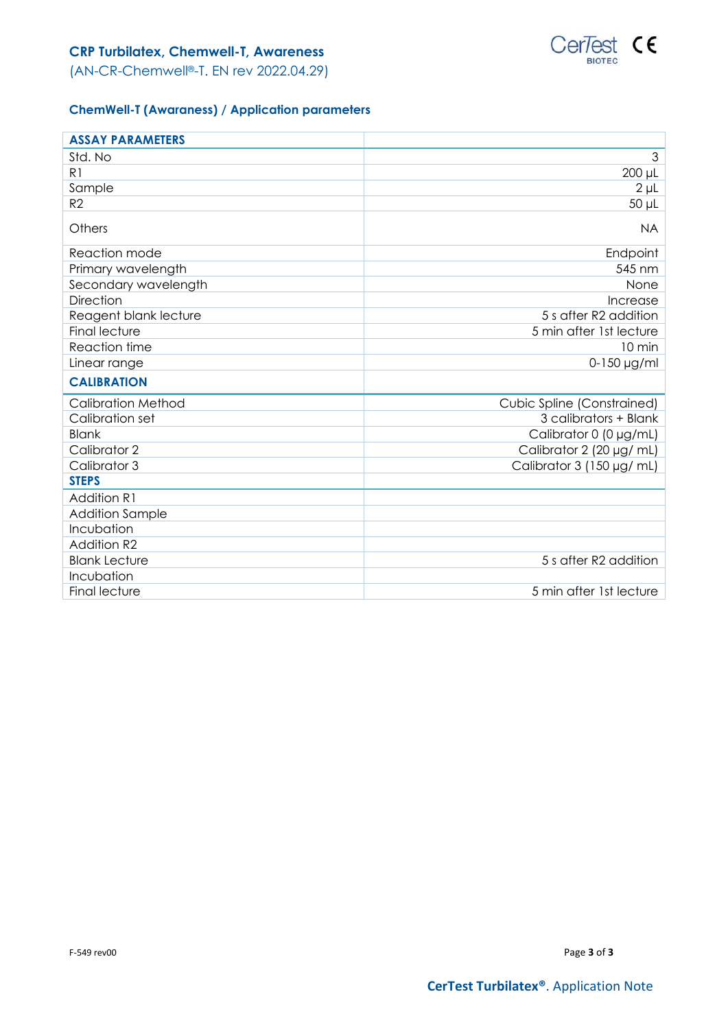## ChemWell-T (Awaraness) / Application parameters

| ASSAY PARAMETERS | |
|---|---|
| Std. No | 3 |
| R1 | 200 µL |
| Sample | 2 µL |
| R2 | 50 µL |
| Others | NA |
| Reaction mode | Endpoint |
| Primary wavelength | 545 nm |
| Secondary wavelength | None |
| Direction | Increase |
| Reagent blank lecture | 5 s after R2 addition |
| Final lecture | 5 min after 1st lecture |
| Reaction time | 10 min |
| Linear range | 0-150 µg/ml |
| **CALIBRATION** | |
| Calibration Method | Cubic Spline (Constrained) |
| Calibration set | 3 calibrators + Blank |
| Blank | Calibrator 0 (0 µg/mL) |
| Calibrator 2 | Calibrator 2 (20 µg/ mL) |
| Calibrator 3 | Calibrator 3 (150 µg/ mL) |
| **STEPS** | |
| Addition R1 | |
| Addition Sample | |
| Incubation | |
| Addition R2 | |
| Blank Lecture | 5 s after R2 addition |
| Incubation | |
| Final lecture | 5 min after 1st lecture |

F-549 rev00

**CerTest Turbilatex®**. Application Note